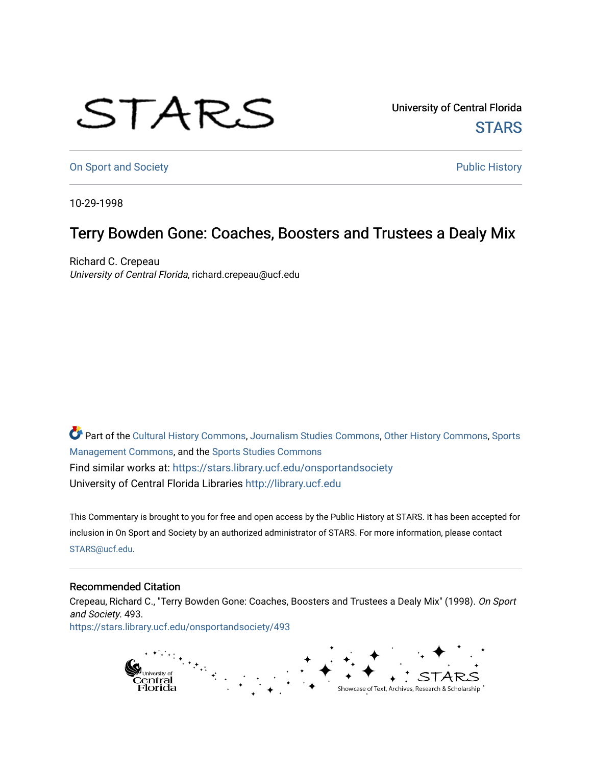University of Central Florida

STARS

On Sport and Society

Public History

10-29-1998

# Terry Bowden Gone: Coaches, Boosters and Trustees a Dealy Mix

Richard C. Crepeau
*University of Central Florida*, richard.crepeau@ucf.edu

Part of the Cultural History Commons, Journalism Studies Commons, Other History Commons, Sports Management Commons, and the Sports Studies Commons

Find similar works at: https://stars.library.ucf.edu/onsportandsociety

University of Central Florida Libraries http://library.ucf.edu

This Commentary is brought to you for free and open access by the Public History at STARS. It has been accepted for inclusion in On Sport and Society by an authorized administrator of STARS. For more information, please contact STARS@ucf.edu.

## Recommended Citation

Crepeau, Richard C., "Terry Bowden Gone: Coaches, Boosters and Trustees a Dealy Mix" (1998). *On Sport and Society*. 493.
https://stars.library.ucf.edu/onsportandsociety/493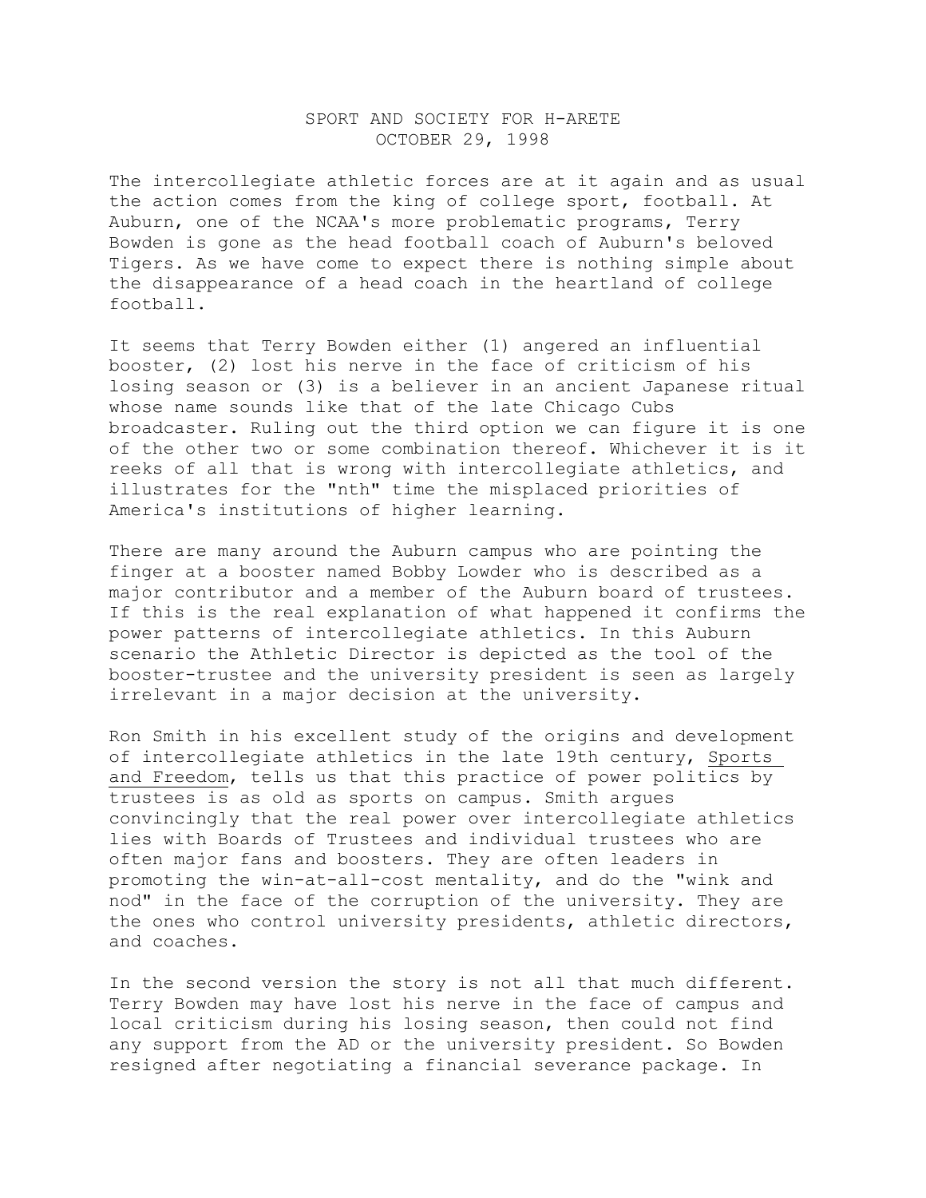SPORT AND SOCIETY FOR H-ARETE
OCTOBER 29, 1998

The intercollegiate athletic forces are at it again and as usual the action comes from the king of college sport, football. At Auburn, one of the NCAA's more problematic programs, Terry Bowden is gone as the head football coach of Auburn's beloved Tigers. As we have come to expect there is nothing simple about the disappearance of a head coach in the heartland of college football.

It seems that Terry Bowden either (1) angered an influential booster, (2) lost his nerve in the face of criticism of his losing season or (3) is a believer in an ancient Japanese ritual whose name sounds like that of the late Chicago Cubs broadcaster. Ruling out the third option we can figure it is one of the other two or some combination thereof. Whichever it is it reeks of all that is wrong with intercollegiate athletics, and illustrates for the "nth" time the misplaced priorities of America's institutions of higher learning.

There are many around the Auburn campus who are pointing the finger at a booster named Bobby Lowder who is described as a major contributor and a member of the Auburn board of trustees. If this is the real explanation of what happened it confirms the power patterns of intercollegiate athletics. In this Auburn scenario the Athletic Director is depicted as the tool of the booster-trustee and the university president is seen as largely irrelevant in a major decision at the university.

Ron Smith in his excellent study of the origins and development of intercollegiate athletics in the late 19th century, Sports and Freedom, tells us that this practice of power politics by trustees is as old as sports on campus. Smith argues convincingly that the real power over intercollegiate athletics lies with Boards of Trustees and individual trustees who are often major fans and boosters. They are often leaders in promoting the win-at-all-cost mentality, and do the "wink and nod" in the face of the corruption of the university. They are the ones who control university presidents, athletic directors, and coaches.

In the second version the story is not all that much different. Terry Bowden may have lost his nerve in the face of campus and local criticism during his losing season, then could not find any support from the AD or the university president. So Bowden resigned after negotiating a financial severance package. In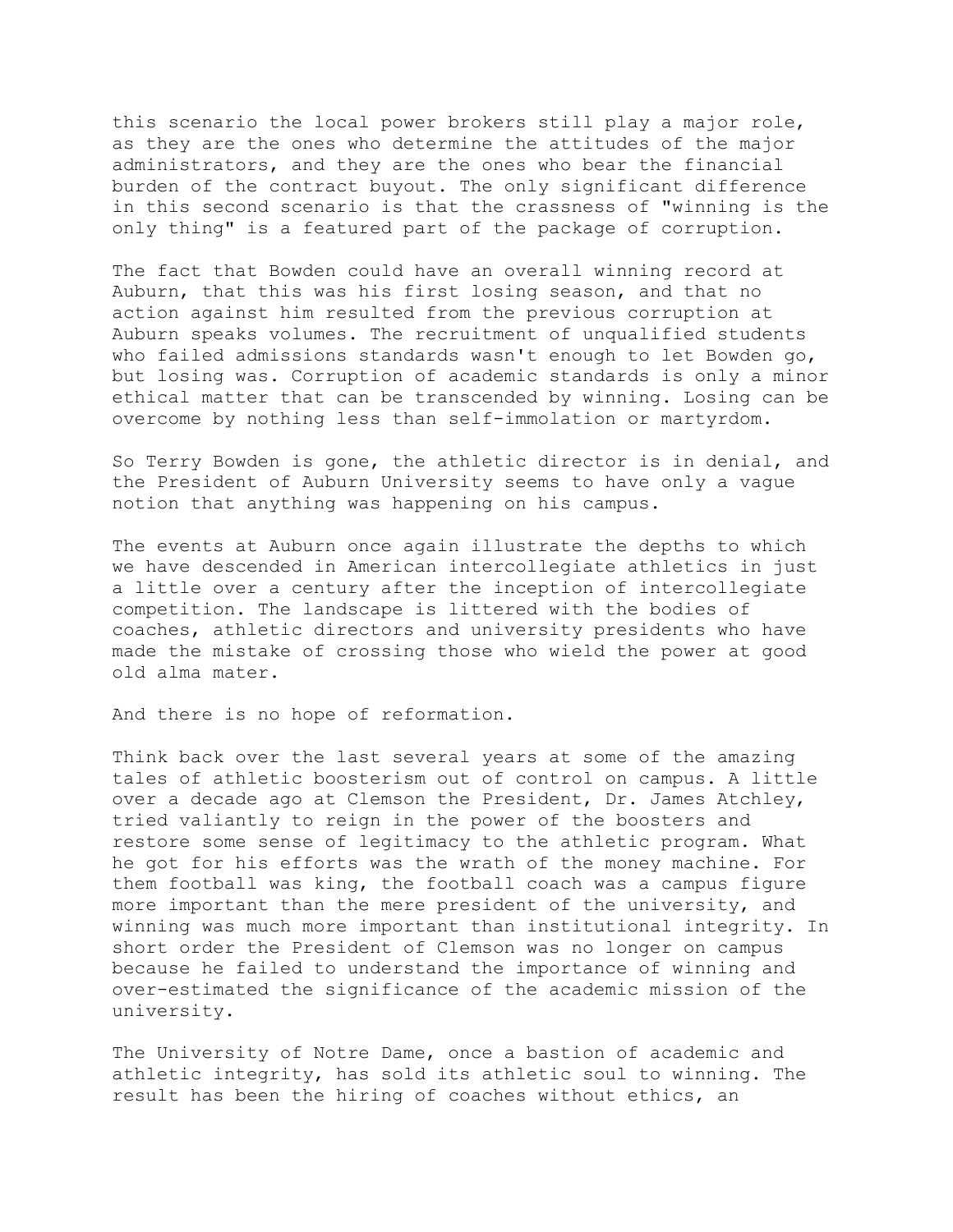this scenario the local power brokers still play a major role, as they are the ones who determine the attitudes of the major administrators, and they are the ones who bear the financial burden of the contract buyout. The only significant difference in this second scenario is that the crassness of "winning is the only thing" is a featured part of the package of corruption.

The fact that Bowden could have an overall winning record at Auburn, that this was his first losing season, and that no action against him resulted from the previous corruption at Auburn speaks volumes. The recruitment of unqualified students who failed admissions standards wasn't enough to let Bowden go, but losing was. Corruption of academic standards is only a minor ethical matter that can be transcended by winning. Losing can be overcome by nothing less than self-immolation or martyrdom.

So Terry Bowden is gone, the athletic director is in denial, and the President of Auburn University seems to have only a vague notion that anything was happening on his campus.

The events at Auburn once again illustrate the depths to which we have descended in American intercollegiate athletics in just a little over a century after the inception of intercollegiate competition. The landscape is littered with the bodies of coaches, athletic directors and university presidents who have made the mistake of crossing those who wield the power at good old alma mater.

And there is no hope of reformation.

Think back over the last several years at some of the amazing tales of athletic boosterism out of control on campus. A little over a decade ago at Clemson the President, Dr. James Atchley, tried valiantly to reign in the power of the boosters and restore some sense of legitimacy to the athletic program. What he got for his efforts was the wrath of the money machine. For them football was king, the football coach was a campus figure more important than the mere president of the university, and winning was much more important than institutional integrity. In short order the President of Clemson was no longer on campus because he failed to understand the importance of winning and over-estimated the significance of the academic mission of the university.

The University of Notre Dame, once a bastion of academic and athletic integrity, has sold its athletic soul to winning. The result has been the hiring of coaches without ethics, an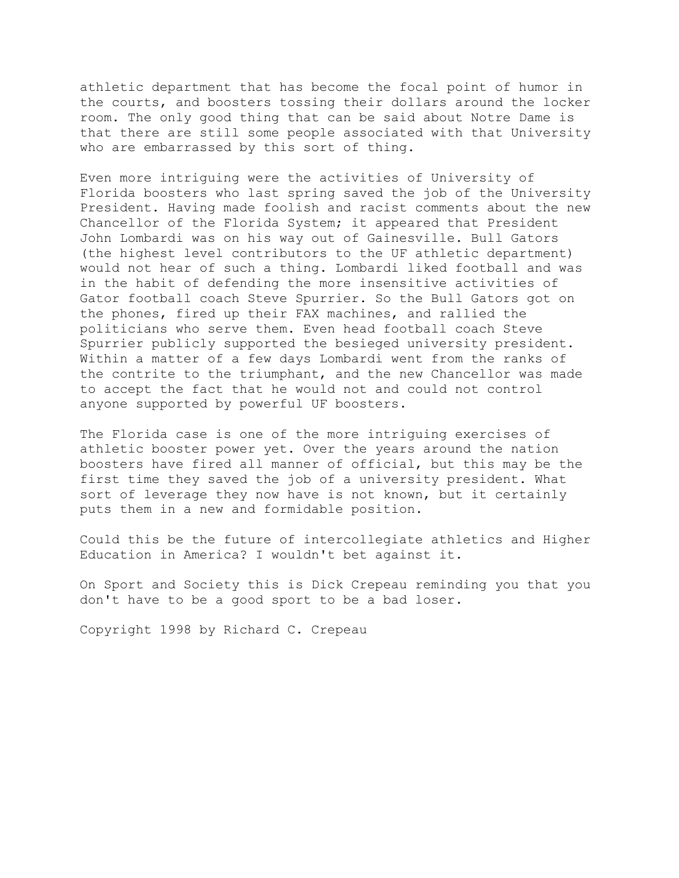athletic department that has become the focal point of humor in the courts, and boosters tossing their dollars around the locker room. The only good thing that can be said about Notre Dame is that there are still some people associated with that University who are embarrassed by this sort of thing.

Even more intriguing were the activities of University of Florida boosters who last spring saved the job of the University President. Having made foolish and racist comments about the new Chancellor of the Florida System; it appeared that President John Lombardi was on his way out of Gainesville. Bull Gators (the highest level contributors to the UF athletic department) would not hear of such a thing. Lombardi liked football and was in the habit of defending the more insensitive activities of Gator football coach Steve Spurrier. So the Bull Gators got on the phones, fired up their FAX machines, and rallied the politicians who serve them. Even head football coach Steve Spurrier publicly supported the besieged university president. Within a matter of a few days Lombardi went from the ranks of the contrite to the triumphant, and the new Chancellor was made to accept the fact that he would not and could not control anyone supported by powerful UF boosters.

The Florida case is one of the more intriguing exercises of athletic booster power yet. Over the years around the nation boosters have fired all manner of official, but this may be the first time they saved the job of a university president. What sort of leverage they now have is not known, but it certainly puts them in a new and formidable position.

Could this be the future of intercollegiate athletics and Higher Education in America? I wouldn't bet against it.

On Sport and Society this is Dick Crepeau reminding you that you don't have to be a good sport to be a bad loser.

Copyright 1998 by Richard C. Crepeau